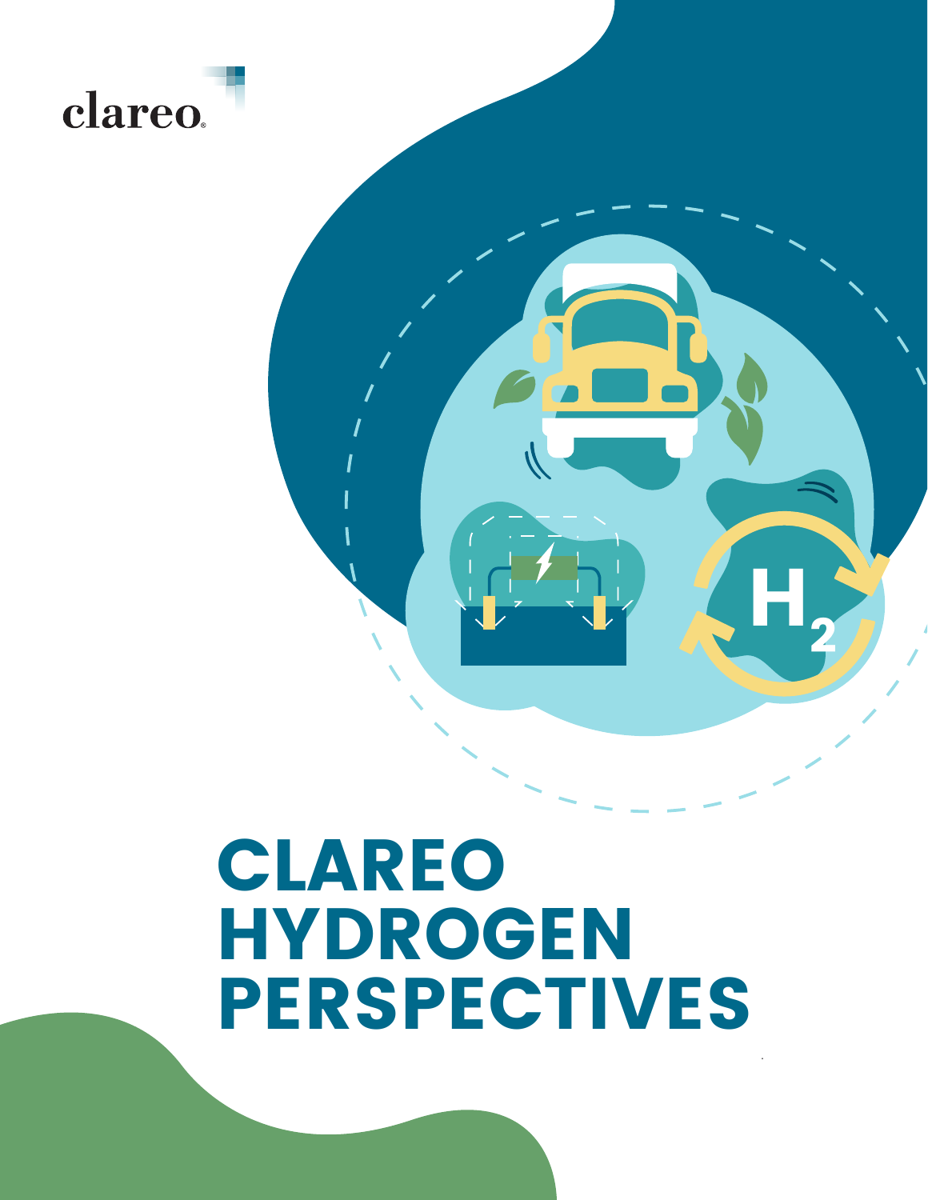clareo

# CLAREO HYDROGEN PERSPECTIVES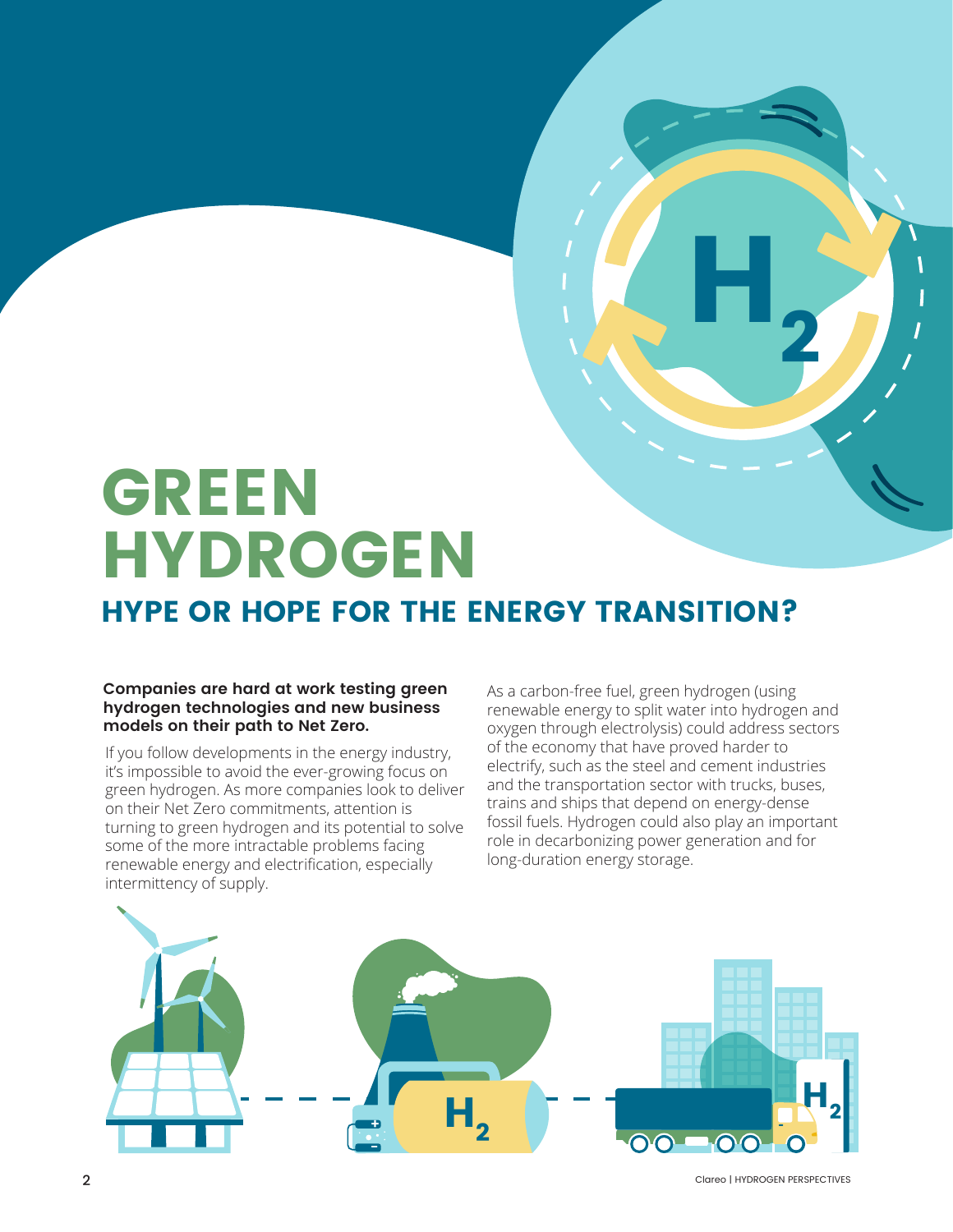# GREEN HYDROGEN

## HYPE OR HOPE FOR THE ENERGY TRANSITION?

**Companies are hard at work testing green hydrogen technologies and new business models on their path to Net Zero.**

If you follow developments in the energy industry, it's impossible to avoid the ever-growing focus on green hydrogen. As more companies look to deliver on their Net Zero commitments, attention is turning to green hydrogen and its potential to solve some of the more intractable problems facing renewable energy and electrification, especially intermittency of supply.

As a carbon-free fuel, green hydrogen (using renewable energy to split water into hydrogen and oxygen through electrolysis) could address sectors of the economy that have proved harder to electrify, such as the steel and cement industries and the transportation sector with trucks, buses, trains and ships that depend on energy-dense fossil fuels. Hydrogen could also play an important role in decarbonizing power generation and for long-duration energy storage.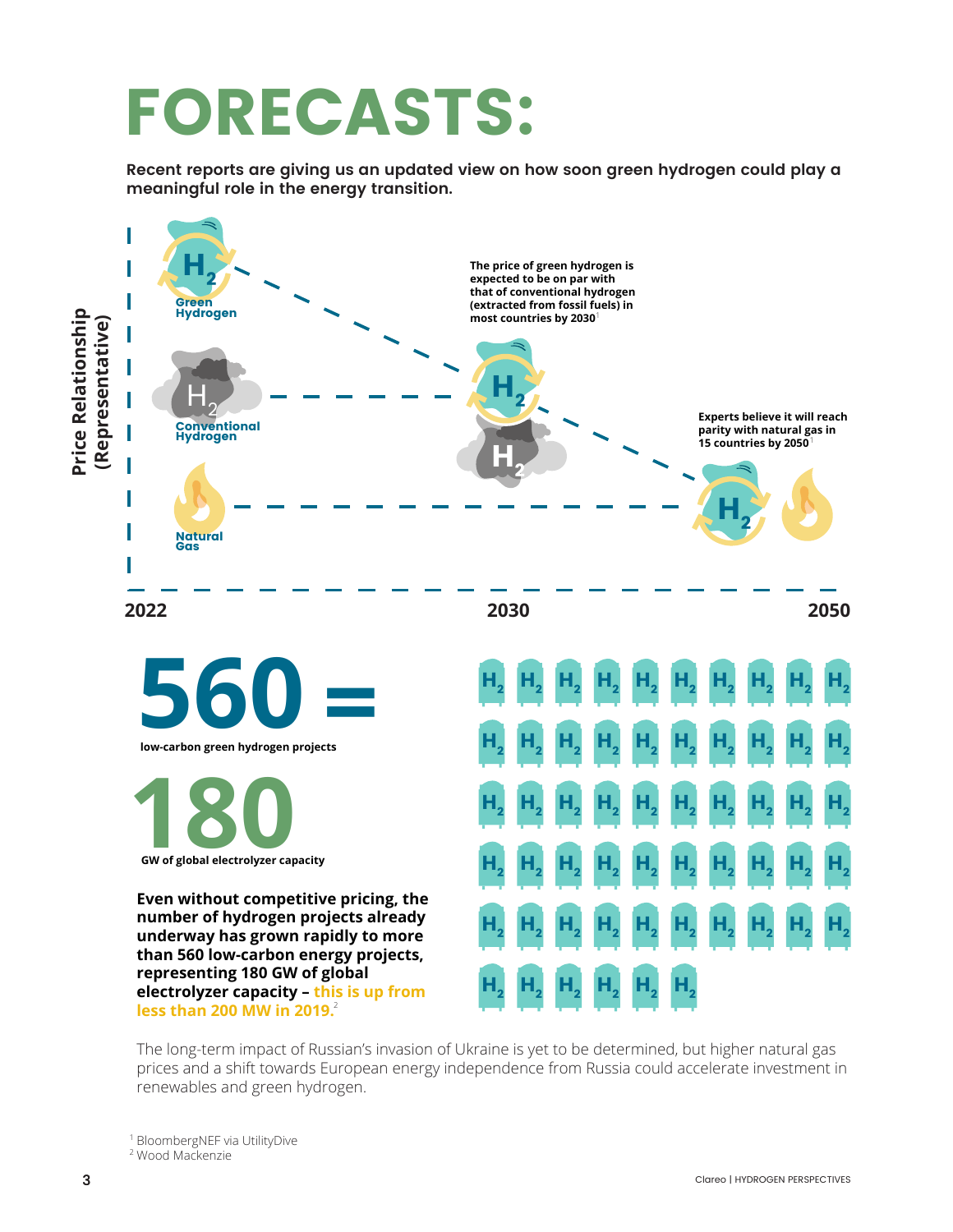# FORECASTS:

**Recent reports are giving us an updated view on how soon green hydrogen could play a meaningful role in the energy transition.**

Price Relationship (Representative)

$H_2$ Green Hydrogen

$H_2$ Conventional Hydrogen

Natural Gas

**The price of green hydrogen is expected to be on par with that of conventional hydrogen (extracted from fossil fuels) in most countries by 2030**[1]

**Experts believe it will reach parity with natural gas in 15 countries by 2050**[1]

2022 | 2030 | 2050

# 560 =

**low-carbon green hydrogen projects**

# 180

**GW of global electrolyzer capacity**

**Even without competitive pricing, the number of hydrogen projects already underway has grown rapidly to more than 560 low-carbon energy projects, representing 180 GW of global electrolyzer capacity – this is up from less than 200 MW in 2019.**[2]

The long-term impact of Russian's invasion of Ukraine is yet to be determined, but higher natural gas prices and a shift towards European energy independence from Russia could accelerate investment in renewables and green hydrogen.

[1] BloombergNEF via UtilityDive
[2] Wood Mackenzie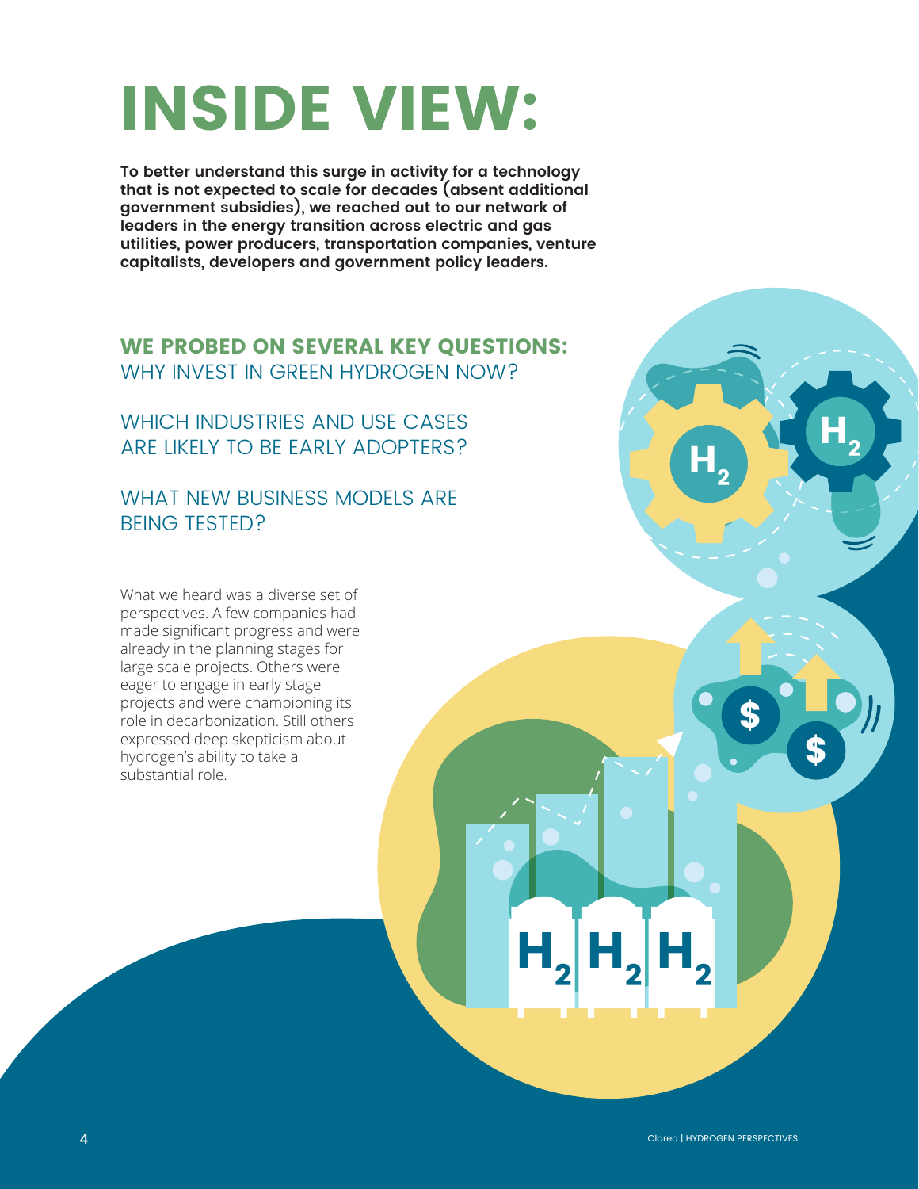# INSIDE VIEW:

**To better understand this surge in activity for a technology that is not expected to scale for decades (absent additional government subsidies), we reached out to our network of leaders in the energy transition across electric and gas utilities, power producers, transportation companies, venture capitalists, developers and government policy leaders.**

## WE PROBED ON SEVERAL KEY QUESTIONS:

WHY INVEST IN GREEN HYDROGEN NOW?

WHICH INDUSTRIES AND USE CASES ARE LIKELY TO BE EARLY ADOPTERS?

WHAT NEW BUSINESS MODELS ARE BEING TESTED?

What we heard was a diverse set of perspectives. A few companies had made significant progress and were already in the planning stages for large scale projects. Others were eager to engage in early stage projects and were championing its role in decarbonization. Still others expressed deep skepticism about hydrogen's ability to take a substantial role.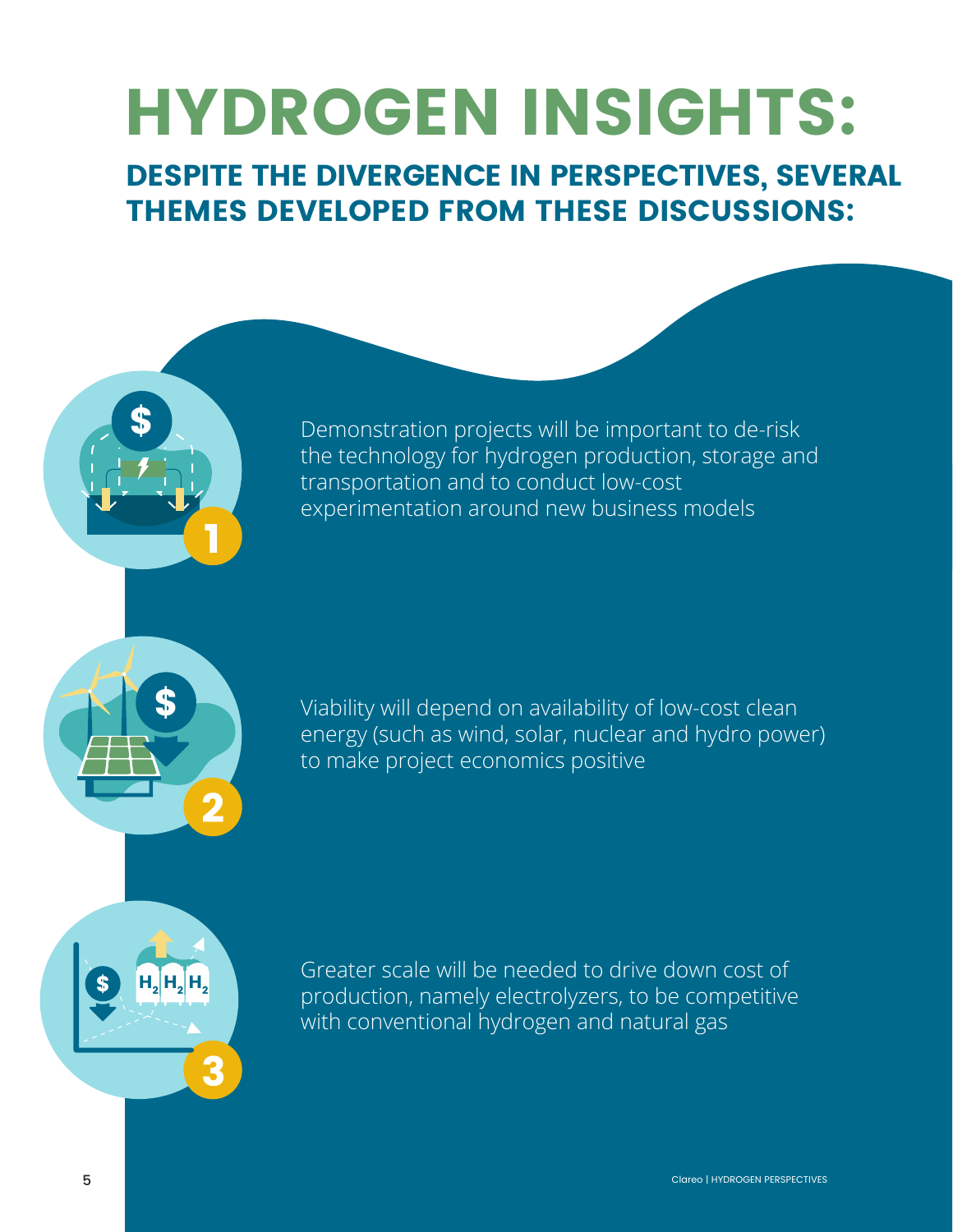# HYDROGEN INSIGHTS:

## DESPITE THE DIVERGENCE IN PERSPECTIVES, SEVERAL THEMES DEVELOPED FROM THESE DISCUSSIONS:

1. Demonstration projects will be important to de-risk the technology for hydrogen production, storage and transportation and to conduct low-cost experimentation around new business models

2. Viability will depend on availability of low-cost clean energy (such as wind, solar, nuclear and hydro power) to make project economics positive

3. Greater scale will be needed to drive down cost of production, namely electrolyzers, to be competitive with conventional hydrogen and natural gas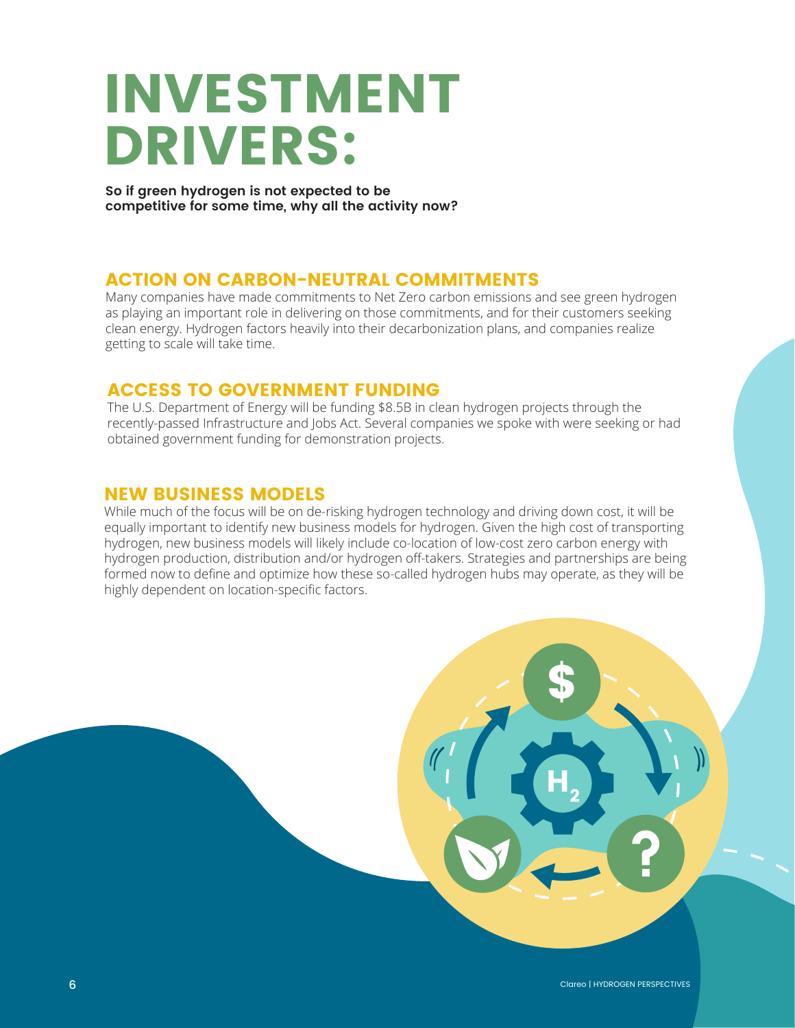# INVESTMENT DRIVERS:

**So if green hydrogen is not expected to be competitive for some time, why all the activity now?**

## ACTION ON CARBON-NEUTRAL COMMITMENTS

Many companies have made commitments to Net Zero carbon emissions and see green hydrogen as playing an important role in delivering on those commitments, and for their customers seeking clean energy. Hydrogen factors heavily into their decarbonization plans, and companies realize getting to scale will take time.

## ACCESS TO GOVERNMENT FUNDING

The U.S. Department of Energy will be funding $8.5B in clean hydrogen projects through the recently-passed Infrastructure and Jobs Act. Several companies we spoke with were seeking or had obtained government funding for demonstration projects.

## NEW BUSINESS MODELS

While much of the focus will be on de-risking hydrogen technology and driving down cost, it will be equally important to identify new business models for hydrogen. Given the high cost of transporting hydrogen, new business models will likely include co-location of low-cost zero carbon energy with hydrogen production, distribution and/or hydrogen off-takers. Strategies and partnerships are being formed now to define and optimize how these so-called hydrogen hubs may operate, as they will be highly dependent on location-specific factors.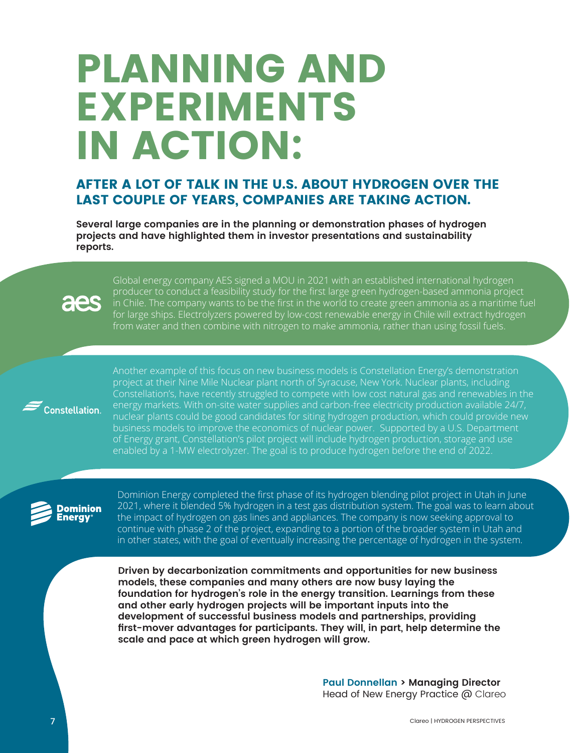# PLANNING AND EXPERIMENTS IN ACTION:

## AFTER A LOT OF TALK IN THE U.S. ABOUT HYDROGEN OVER THE LAST COUPLE OF YEARS, COMPANIES ARE TAKING ACTION.

**Several large companies are in the planning or demonstration phases of hydrogen projects and have highlighted them in investor presentations and sustainability reports.**

aes

Global energy company AES signed a MOU in 2021 with an established international hydrogen producer to conduct a feasibility study for the first large green hydrogen-based ammonia project in Chile. The company wants to be the first in the world to create green ammonia as a maritime fuel for large ships. Electrolyzers powered by low-cost renewable energy in Chile will extract hydrogen from water and then combine with nitrogen to make ammonia, rather than using fossil fuels.

Constellation.

Another example of this focus on new business models is Constellation Energy's demonstration project at their Nine Mile Nuclear plant north of Syracuse, New York. Nuclear plants, including Constellation's, have recently struggled to compete with low cost natural gas and renewables in the energy markets. With on-site water supplies and carbon-free electricity production available 24/7, nuclear plants could be good candidates for siting hydrogen production, which could provide new business models to improve the economics of nuclear power. Supported by a U.S. Department of Energy grant, Constellation's pilot project will include hydrogen production, storage and use enabled by a 1-MW electrolyzer. The goal is to produce hydrogen before the end of 2022.

Dominion Energy®

Dominion Energy completed the first phase of its hydrogen blending pilot project in Utah in June 2021, where it blended 5% hydrogen in a test gas distribution system. The goal was to learn about the impact of hydrogen on gas lines and appliances. The company is now seeking approval to continue with phase 2 of the project, expanding to a portion of the broader system in Utah and in other states, with the goal of eventually increasing the percentage of hydrogen in the system.

**Driven by decarbonization commitments and opportunities for new business models, these companies and many others are now busy laying the foundation for hydrogen's role in the energy transition. Learnings from these and other early hydrogen projects will be important inputs into the development of successful business models and partnerships, providing first-mover advantages for participants. They will, in part, help determine the scale and pace at which green hydrogen will grow.**

**Paul Donnellan > Managing Director**
Head of New Energy Practice @ Clareo